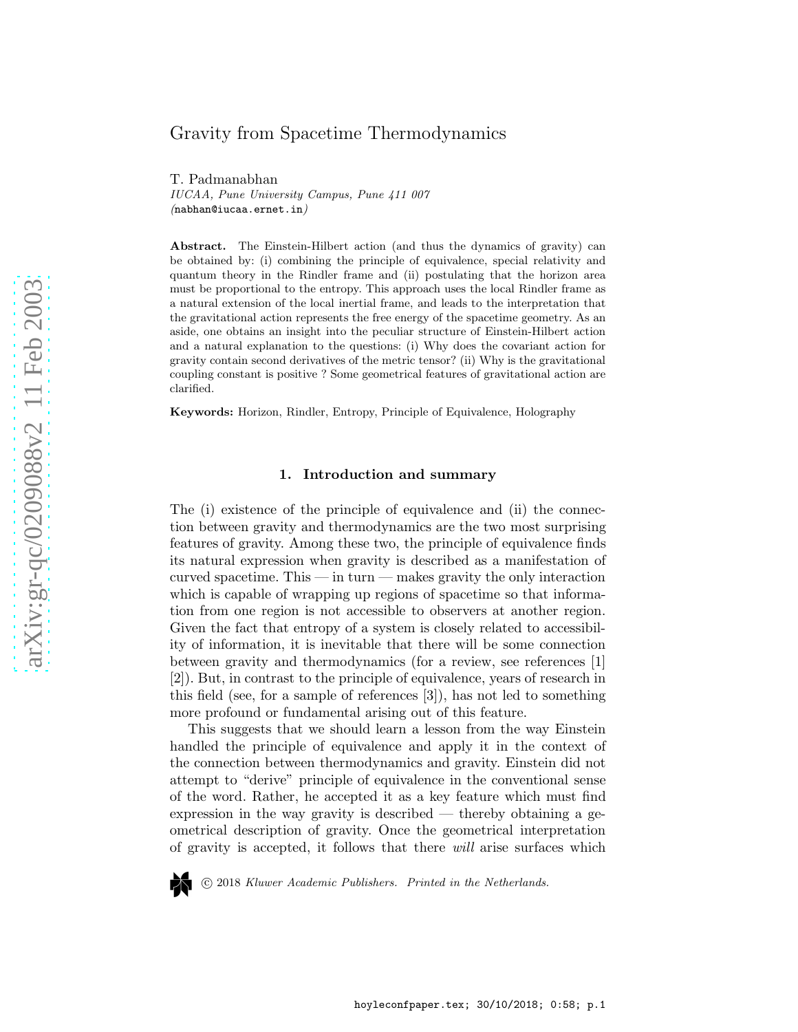# Gravity from Spacetime Thermodynamics

T. Padmanabhan
*IUCAA, Pune University Campus, Pune 411 007*
*(*nabhan@iucaa.ernet.in*)*

**Abstract.** The Einstein-Hilbert action (and thus the dynamics of gravity) can be obtained by: (i) combining the principle of equivalence, special relativity and quantum theory in the Rindler frame and (ii) postulating that the horizon area must be proportional to the entropy. This approach uses the local Rindler frame as a natural extension of the local inertial frame, and leads to the interpretation that the gravitational action represents the free energy of the spacetime geometry. As an aside, one obtains an insight into the peculiar structure of Einstein-Hilbert action and a natural explanation to the questions: (i) Why does the covariant action for gravity contain second derivatives of the metric tensor? (ii) Why is the gravitational coupling constant is positive ? Some geometrical features of gravitational action are clarified.

**Keywords:** Horizon, Rindler, Entropy, Principle of Equivalence, Holography

## 1. Introduction and summary

The (i) existence of the principle of equivalence and (ii) the connection between gravity and thermodynamics are the two most surprising features of gravity. Among these two, the principle of equivalence finds its natural expression when gravity is described as a manifestation of curved spacetime. This — in turn — makes gravity the only interaction which is capable of wrapping up regions of spacetime so that information from one region is not accessible to observers at another region. Given the fact that entropy of a system is closely related to accessibility of information, it is inevitable that there will be some connection between gravity and thermodynamics (for a review, see references [1] [2]). But, in contrast to the principle of equivalence, years of research in this field (see, for a sample of references [3]), has not led to something more profound or fundamental arising out of this feature.

This suggests that we should learn a lesson from the way Einstein handled the principle of equivalence and apply it in the context of the connection between thermodynamics and gravity. Einstein did not attempt to "derive" principle of equivalence in the conventional sense of the word. Rather, he accepted it as a key feature which must find expression in the way gravity is described — thereby obtaining a geometrical description of gravity. Once the geometrical interpretation of gravity is accepted, it follows that there *will* arise surfaces which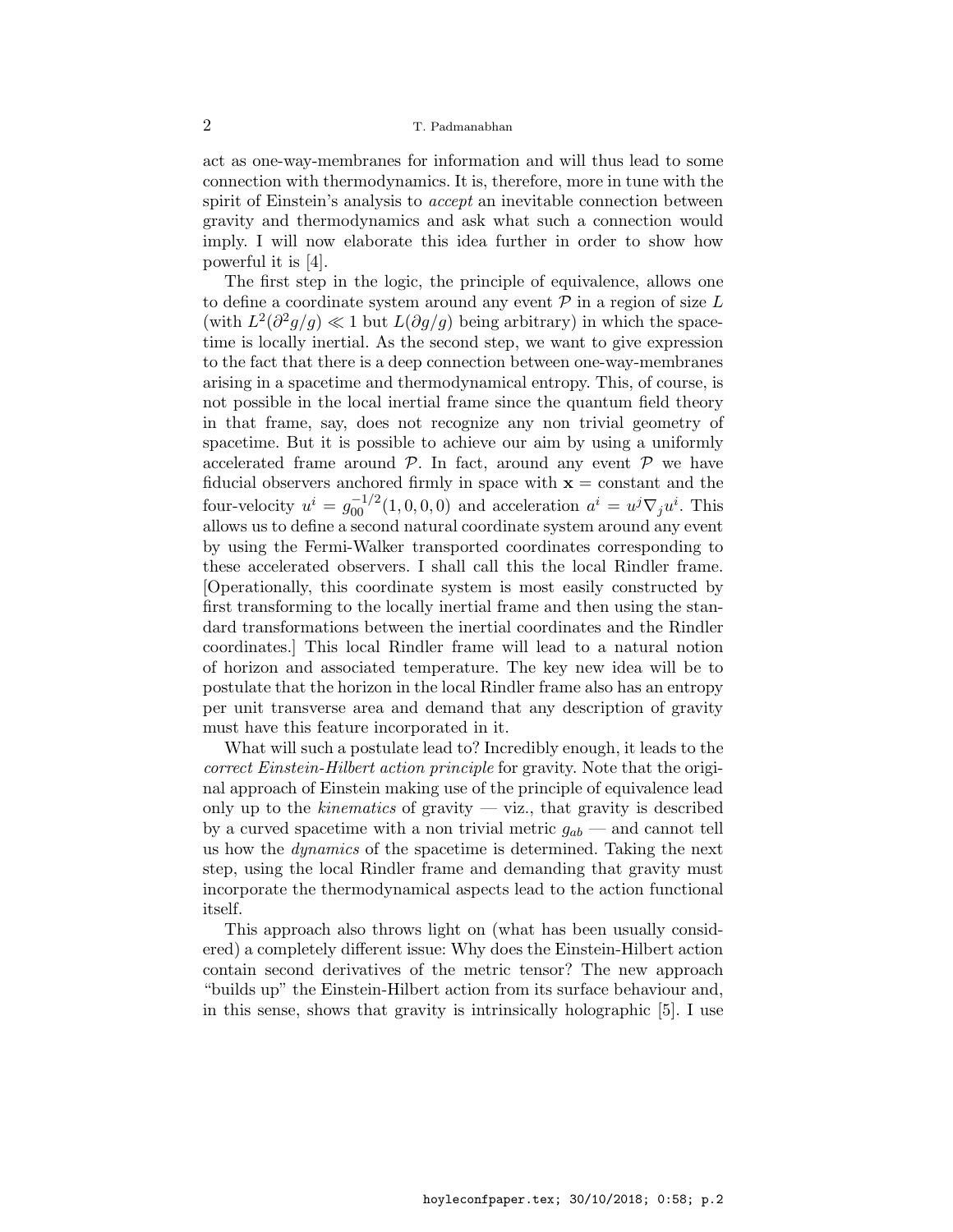act as one-way-membranes for information and will thus lead to some connection with thermodynamics. It is, therefore, more in tune with the spirit of Einstein's analysis to *accept* an inevitable connection between gravity and thermodynamics and ask what such a connection would imply. I will now elaborate this idea further in order to show how powerful it is [4].

The first step in the logic, the principle of equivalence, allows one to define a coordinate system around any event $\mathcal{P}$ in a region of size $L$ (with $L^2(\partial^2 g/g) \ll 1$ but $L(\partial g/g)$ being arbitrary) in which the spacetime is locally inertial. As the second step, we want to give expression to the fact that there is a deep connection between one-way-membranes arising in a spacetime and thermodynamical entropy. This, of course, is not possible in the local inertial frame since the quantum field theory in that frame, say, does not recognize any non trivial geometry of spacetime. But it is possible to achieve our aim by using a uniformly accelerated frame around $\mathcal{P}$. In fact, around any event $\mathcal{P}$ we have fiducial observers anchored firmly in space with $\mathbf{x} =$ constant and the four-velocity $u^i = g_{00}^{-1/2}(1, 0, 0, 0)$ and acceleration $a^i = u^j \nabla_j u^i$. This allows us to define a second natural coordinate system around any event by using the Fermi-Walker transported coordinates corresponding to these accelerated observers. I shall call this the local Rindler frame. [Operationally, this coordinate system is most easily constructed by first transforming to the locally inertial frame and then using the standard transformations between the inertial coordinates and the Rindler coordinates.] This local Rindler frame will lead to a natural notion of horizon and associated temperature. The key new idea will be to postulate that the horizon in the local Rindler frame also has an entropy per unit transverse area and demand that any description of gravity must have this feature incorporated in it.

What will such a postulate lead to? Incredibly enough, it leads to the *correct Einstein-Hilbert action principle* for gravity. Note that the original approach of Einstein making use of the principle of equivalence lead only up to the *kinematics* of gravity — viz., that gravity is described by a curved spacetime with a non trivial metric $g_{ab}$ — and cannot tell us how the *dynamics* of the spacetime is determined. Taking the next step, using the local Rindler frame and demanding that gravity must incorporate the thermodynamical aspects lead to the action functional itself.

This approach also throws light on (what has been usually considered) a completely different issue: Why does the Einstein-Hilbert action contain second derivatives of the metric tensor? The new approach "builds up" the Einstein-Hilbert action from its surface behaviour and, in this sense, shows that gravity is intrinsically holographic [5]. I use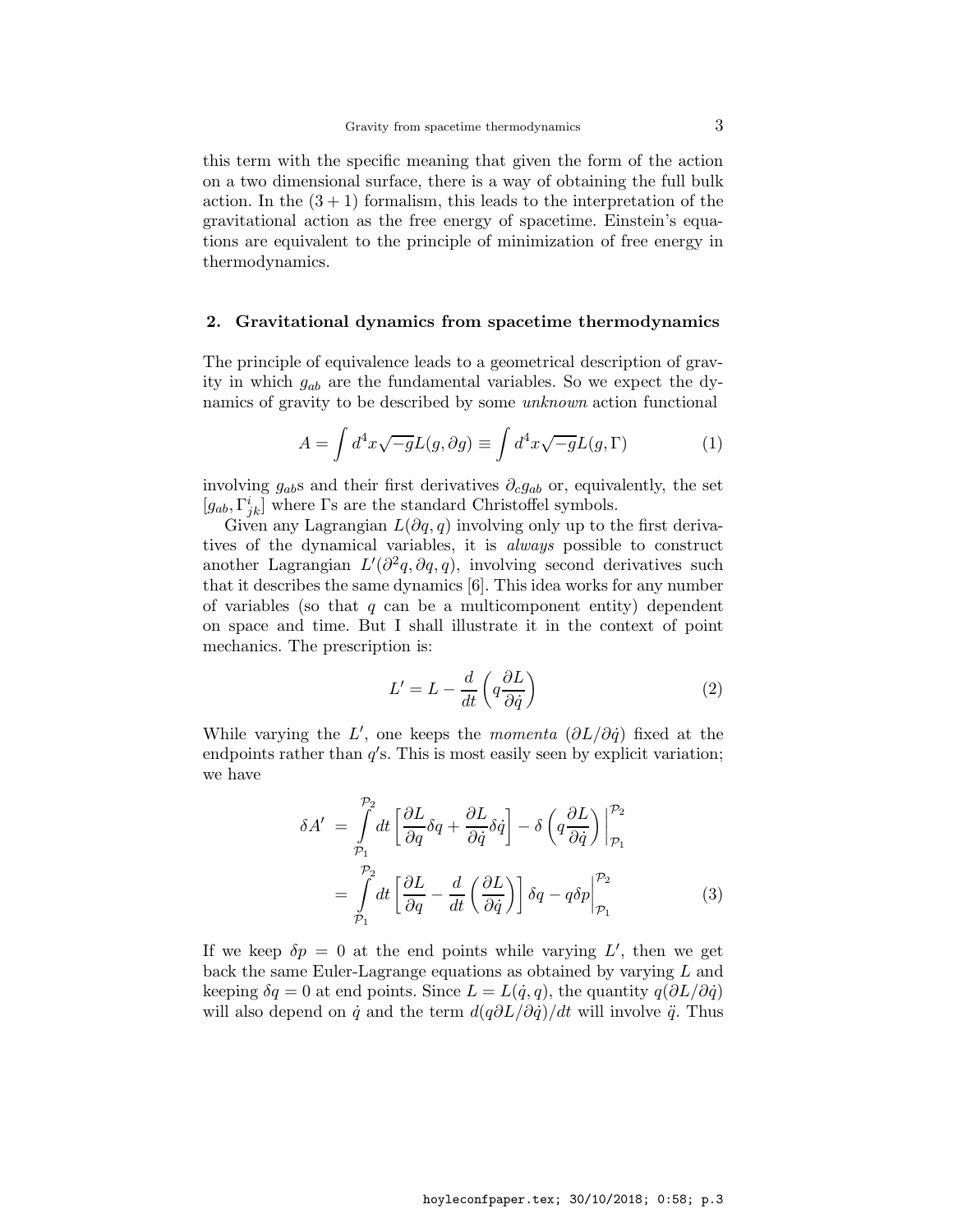this term with the specific meaning that given the form of the action on a two dimensional surface, there is a way of obtaining the full bulk action. In the $(3+1)$ formalism, this leads to the interpretation of the gravitational action as the free energy of spacetime. Einstein's equations are equivalent to the principle of minimization of free energy in thermodynamics.

## 2. Gravitational dynamics from spacetime thermodynamics

The principle of equivalence leads to a geometrical description of gravity in which $g_{ab}$ are the fundamental variables. So we expect the dynamics of gravity to be described by some *unknown* action functional

$$A = \int d^4x\sqrt{-g}L(g,\partial g) \equiv \int d^4x\sqrt{-g}L(g,\Gamma) \tag{1}$$

involving $g_{ab}$s and their first derivatives $\partial_c g_{ab}$ or, equivalently, the set $[g_{ab}, \Gamma^i_{jk}]$ where $\Gamma$s are the standard Christoffel symbols.

Given any Lagrangian $L(\partial q, q)$ involving only up to the first derivatives of the dynamical variables, it is *always* possible to construct another Lagrangian $L'(\partial^2 q, \partial q, q)$, involving second derivatives such that it describes the same dynamics [6]. This idea works for any number of variables (so that $q$ can be a multicomponent entity) dependent on space and time. But I shall illustrate it in the context of point mechanics. The prescription is:

$$L' = L - \frac{d}{dt}\left(q\frac{\partial L}{\partial \dot{q}}\right) \tag{2}$$

While varying the $L'$, one keeps the *momenta* $(\partial L/\partial\dot{q})$ fixed at the endpoints rather than $q'$s. This is most easily seen by explicit variation; we have

$$\begin{aligned}
\delta A' &= \int\limits_{\mathcal{P}_1}^{\mathcal{P}_2} dt\left[\frac{\partial L}{\partial q}\delta q + \frac{\partial L}{\partial \dot{q}}\delta\dot{q}\right] - \delta\left(q\frac{\partial L}{\partial \dot{q}}\right)\Bigg|_{\mathcal{P}_1}^{\mathcal{P}_2} \\
&= \int\limits_{\mathcal{P}_1}^{\mathcal{P}_2} dt\left[\frac{\partial L}{\partial q} - \frac{d}{dt}\left(\frac{\partial L}{\partial \dot{q}}\right)\right]\delta q - q\delta p\Bigg|_{\mathcal{P}_1}^{\mathcal{P}_2}
\end{aligned} \tag{3}$$

If we keep $\delta p = 0$ at the end points while varying $L'$, then we get back the same Euler-Lagrange equations as obtained by varying $L$ and keeping $\delta q = 0$ at end points. Since $L = L(\dot{q}, q)$, the quantity $q(\partial L/\partial\dot{q})$ will also depend on $\dot{q}$ and the term $d(q\partial L/\partial\dot{q})/dt$ will involve $\ddot{q}$. Thus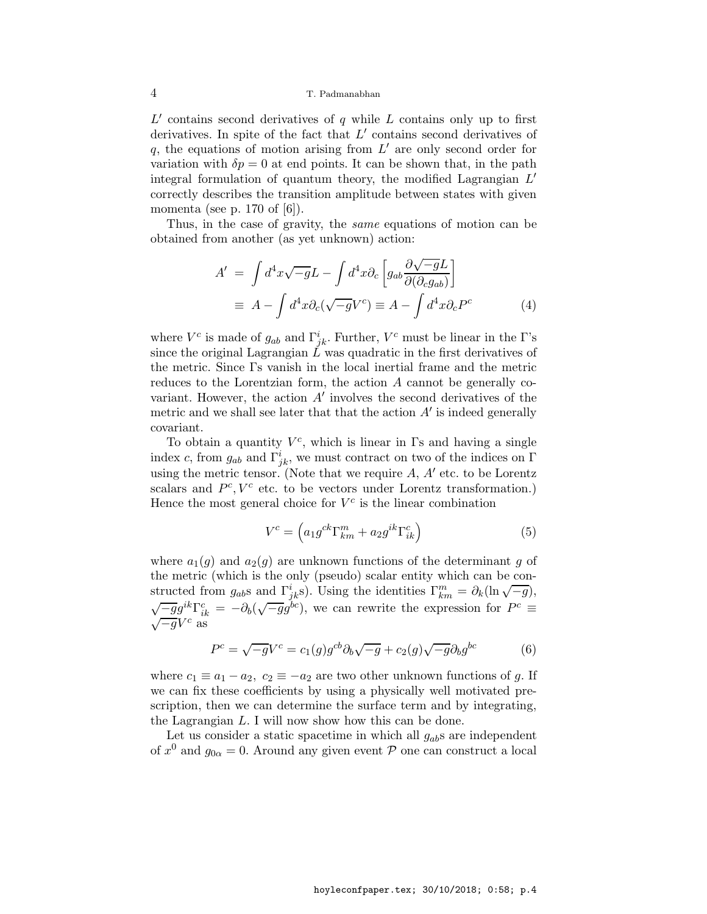$L'$ contains second derivatives of $q$ while $L$ contains only up to first derivatives. In spite of the fact that $L'$ contains second derivatives of $q$, the equations of motion arising from $L'$ are only second order for variation with $\delta p = 0$ at end points. It can be shown that, in the path integral formulation of quantum theory, the modified Lagrangian $L'$ correctly describes the transition amplitude between states with given momenta (see p. 170 of [6]).

Thus, in the case of gravity, the *same* equations of motion can be obtained from another (as yet unknown) action:

$$
\begin{aligned}
A' &= \int d^4x\sqrt{-g}L - \int d^4x\partial_c\left[g_{ab}\frac{\partial\sqrt{-g}L}{\partial(\partial_c g_{ab})}\right] \\
&\equiv A - \int d^4x\partial_c(\sqrt{-g}V^c) \equiv A - \int d^4x\partial_c P^c
\end{aligned}
\tag{4}
$$

where $V^c$ is made of $g_{ab}$ and $\Gamma^i_{jk}$. Further, $V^c$ must be linear in the $\Gamma$'s since the original Lagrangian $L$ was quadratic in the first derivatives of the metric. Since $\Gamma$s vanish in the local inertial frame and the metric reduces to the Lorentzian form, the action $A$ cannot be generally covariant. However, the action $A'$ involves the second derivatives of the metric and we shall see later that that the action $A'$ is indeed generally covariant.

To obtain a quantity $V^c$, which is linear in $\Gamma$s and having a single index $c$, from $g_{ab}$ and $\Gamma^i_{jk}$, we must contract on two of the indices on $\Gamma$ using the metric tensor. (Note that we require $A$, $A'$ etc. to be Lorentz scalars and $P^c, V^c$ etc. to be vectors under Lorentz transformation.) Hence the most general choice for $V^c$ is the linear combination

$$
V^c = \left(a_1 g^{ck}\Gamma^m_{km} + a_2 g^{ik}\Gamma^c_{ik}\right)
\tag{5}
$$

where $a_1(g)$ and $a_2(g)$ are unknown functions of the determinant $g$ of the metric (which is the only (pseudo) scalar entity which can be constructed from $g_{ab}$s and $\Gamma^i_{jk}$s). Using the identities $\Gamma^m_{km} = \partial_k(\ln\sqrt{-g})$, $\sqrt{-g}g^{ik}\Gamma^c_{ik} = -\partial_b(\sqrt{-g}g^{bc})$, we can rewrite the expression for $P^c \equiv \sqrt{-g}V^c$ as

$$
P^c = \sqrt{-g}V^c = c_1(g)g^{cb}\partial_b\sqrt{-g} + c_2(g)\sqrt{-g}\partial_b g^{bc}
\tag{6}
$$

where $c_1 \equiv a_1 - a_2,\ c_2 \equiv -a_2$ are two other unknown functions of $g$. If we can fix these coefficients by using a physically well motivated prescription, then we can determine the surface term and by integrating, the Lagrangian $L$. I will now show how this can be done.

Let us consider a static spacetime in which all $g_{ab}$s are independent of $x^0$ and $g_{0\alpha} = 0$. Around any given event $\mathcal{P}$ one can construct a local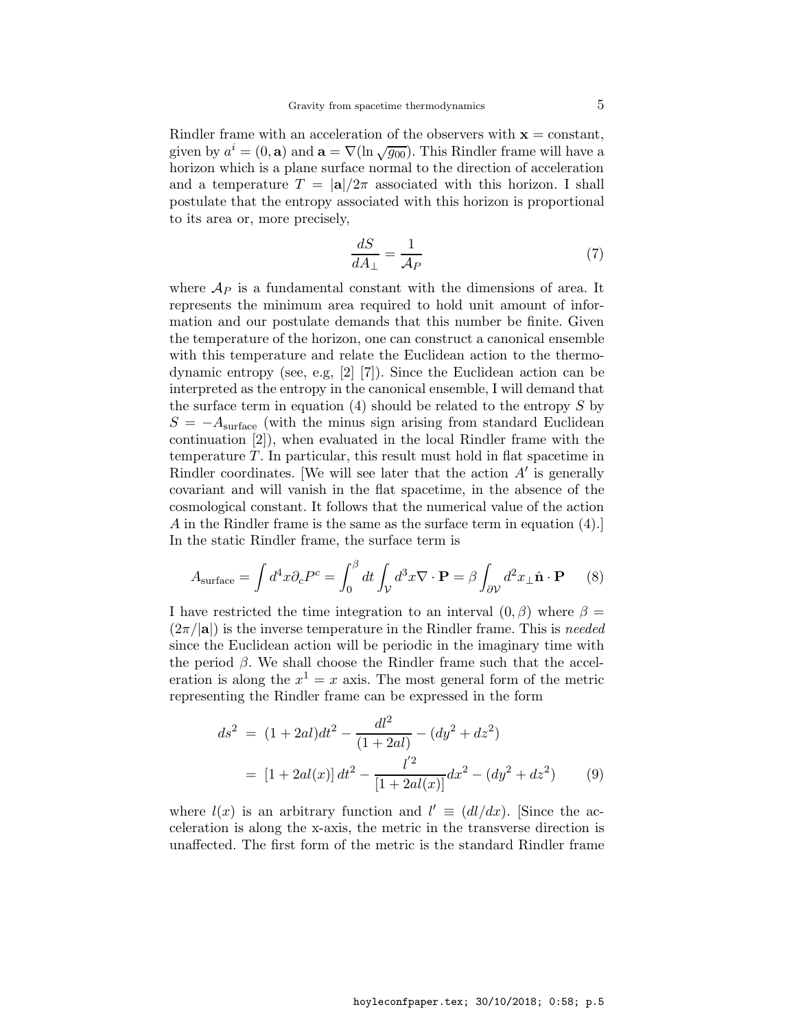Rindler frame with an acceleration of the observers with $\mathbf{x} = \text{constant}$, given by $a^i = (0, \mathbf{a})$ and $\mathbf{a} = \nabla(\ln \sqrt{g_{00}})$. This Rindler frame will have a horizon which is a plane surface normal to the direction of acceleration and a temperature $T = |\mathbf{a}|/2\pi$ associated with this horizon. I shall postulate that the entropy associated with this horizon is proportional to its area or, more precisely,

$$\frac{dS}{dA_\perp} = \frac{1}{\mathcal{A}_P} \tag{7}$$

where $\mathcal{A}_P$ is a fundamental constant with the dimensions of area. It represents the minimum area required to hold unit amount of information and our postulate demands that this number be finite. Given the temperature of the horizon, one can construct a canonical ensemble with this temperature and relate the Euclidean action to the thermodynamic entropy (see, e.g, [2] [7]). Since the Euclidean action can be interpreted as the entropy in the canonical ensemble, I will demand that the surface term in equation (4) should be related to the entropy $S$ by $S = -A_{\text{surface}}$ (with the minus sign arising from standard Euclidean continuation [2]), when evaluated in the local Rindler frame with the temperature $T$. In particular, this result must hold in flat spacetime in Rindler coordinates. [We will see later that the action $A'$ is generally covariant and will vanish in the flat spacetime, in the absence of the cosmological constant. It follows that the numerical value of the action $A$ in the Rindler frame is the same as the surface term in equation (4).] In the static Rindler frame, the surface term is

$$A_{\text{surface}} = \int d^4x \partial_c P^c = \int_0^\beta dt \int_{\mathcal{V}} d^3x \nabla \cdot \mathbf{P} = \beta \int_{\partial \mathcal{V}} d^2x_\perp \hat{\mathbf{n}} \cdot \mathbf{P} \tag{8}$$

I have restricted the time integration to an interval $(0, \beta)$ where $\beta = (2\pi/|\mathbf{a}|)$ is the inverse temperature in the Rindler frame. This is *needed* since the Euclidean action will be periodic in the imaginary time with the period $\beta$. We shall choose the Rindler frame such that the acceleration is along the $x^1 = x$ axis. The most general form of the metric representing the Rindler frame can be expressed in the form

$$\begin{aligned} ds^2 &= (1 + 2al)dt^2 - \frac{dl^2}{(1 + 2al)} - (dy^2 + dz^2) \\ &= [1 + 2al(x)]\, dt^2 - \frac{l'^2}{[1 + 2al(x)]} dx^2 - (dy^2 + dz^2) \end{aligned} \tag{9}$$

where $l(x)$ is an arbitrary function and $l' \equiv (dl/dx)$. [Since the acceleration is along the x-axis, the metric in the transverse direction is unaffected. The first form of the metric is the standard Rindler frame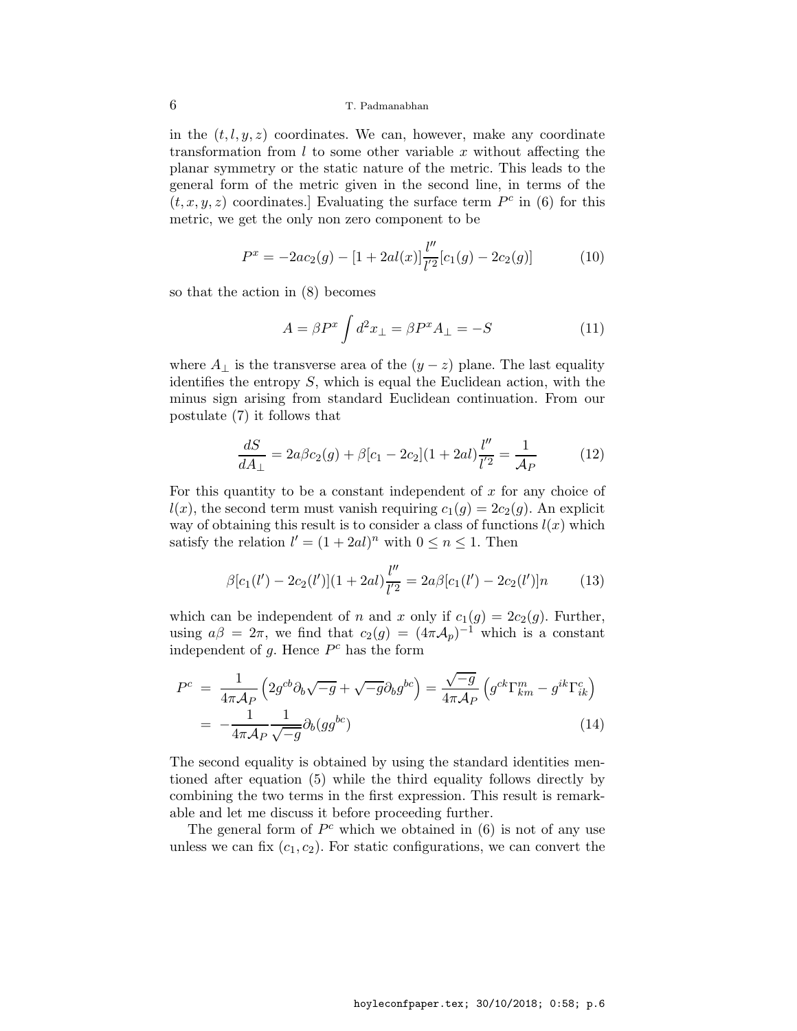in the $(t, l, y, z)$ coordinates. We can, however, make any coordinate transformation from $l$ to some other variable $x$ without affecting the planar symmetry or the static nature of the metric. This leads to the general form of the metric given in the second line, in terms of the $(t, x, y, z)$ coordinates.] Evaluating the surface term $P^c$ in (6) for this metric, we get the only non zero component to be

$$P^x = -2ac_2(g) - [1 + 2al(x)]\frac{l''}{l'^2}[c_1(g) - 2c_2(g)] \tag{10}$$

so that the action in (8) becomes

$$A = \beta P^x \int d^2x_\perp = \beta P^x A_\perp = -S \tag{11}$$

where $A_\perp$ is the transverse area of the $(y-z)$ plane. The last equality identifies the entropy $S$, which is equal the Euclidean action, with the minus sign arising from standard Euclidean continuation. From our postulate (7) it follows that

$$\frac{dS}{dA_\perp} = 2a\beta c_2(g) + \beta[c_1 - 2c_2](1 + 2al)\frac{l''}{l'^2} = \frac{1}{\mathcal{A}_P} \tag{12}$$

For this quantity to be a constant independent of $x$ for any choice of $l(x)$, the second term must vanish requiring $c_1(g) = 2c_2(g)$. An explicit way of obtaining this result is to consider a class of functions $l(x)$ which satisfy the relation $l' = (1 + 2al)^n$ with $0 \leq n \leq 1$. Then

$$\beta[c_1(l') - 2c_2(l')](1 + 2al)\frac{l''}{l'^2} = 2a\beta[c_1(l') - 2c_2(l')]n \tag{13}$$

which can be independent of $n$ and $x$ only if $c_1(g) = 2c_2(g)$. Further, using $a\beta = 2\pi$, we find that $c_2(g) = (4\pi\mathcal{A}_p)^{-1}$ which is a constant independent of $g$. Hence $P^c$ has the form

$$\begin{aligned} P^c &= \frac{1}{4\pi\mathcal{A}_P}\left(2g^{cb}\partial_b\sqrt{-g} + \sqrt{-g}\partial_b g^{bc}\right) = \frac{\sqrt{-g}}{4\pi\mathcal{A}_P}\left(g^{ck}\Gamma^m_{km} - g^{ik}\Gamma^c_{ik}\right) \\ &= -\frac{1}{4\pi\mathcal{A}_P}\frac{1}{\sqrt{-g}}\partial_b(gg^{bc}) \end{aligned} \tag{14}$$

The second equality is obtained by using the standard identities mentioned after equation (5) while the third equality follows directly by combining the two terms in the first expression. This result is remarkable and let me discuss it before proceeding further.

The general form of $P^c$ which we obtained in (6) is not of any use unless we can fix $(c_1, c_2)$. For static configurations, we can convert the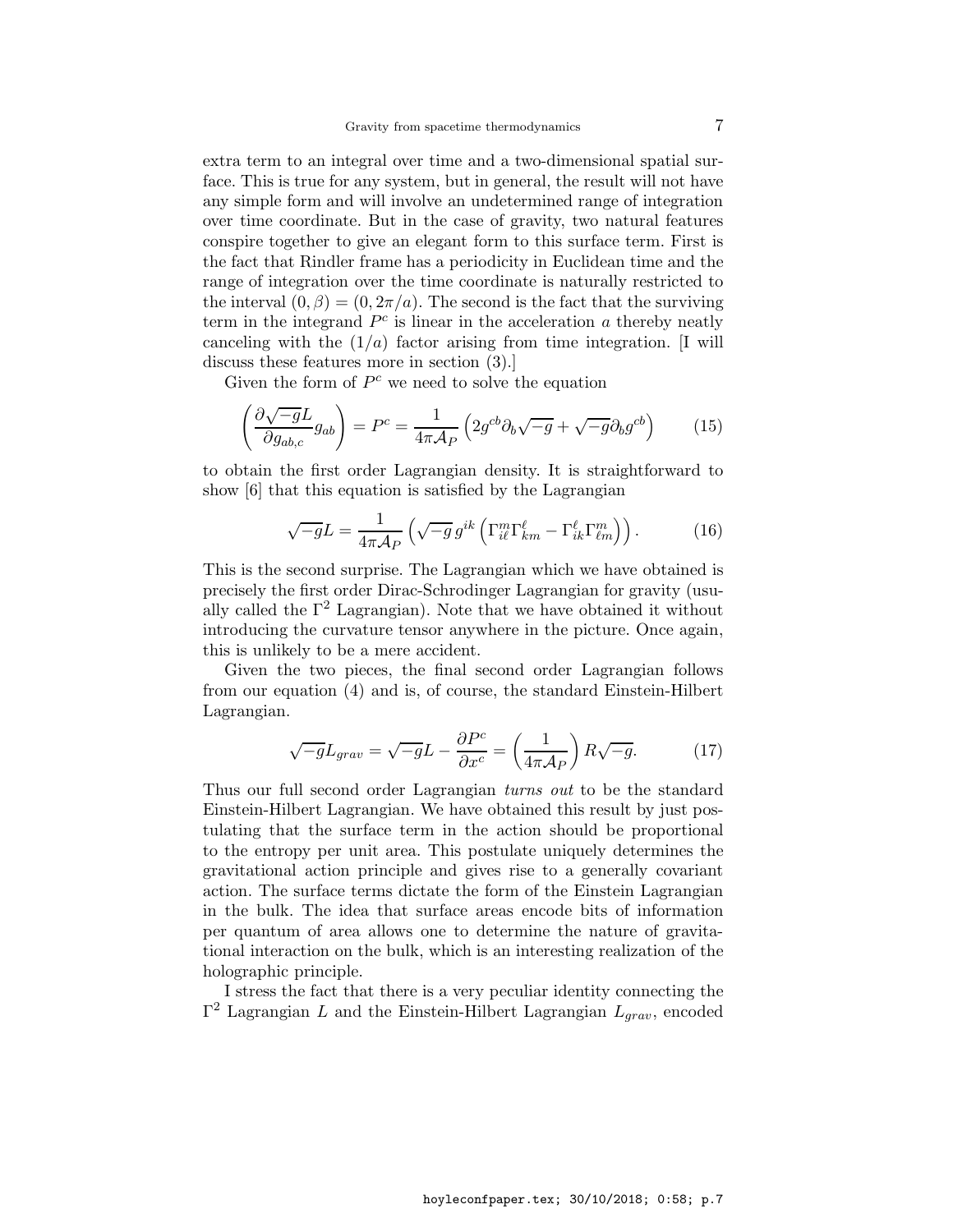extra term to an integral over time and a two-dimensional spatial surface. This is true for any system, but in general, the result will not have any simple form and will involve an undetermined range of integration over time coordinate. But in the case of gravity, two natural features conspire together to give an elegant form to this surface term. First is the fact that Rindler frame has a periodicity in Euclidean time and the range of integration over the time coordinate is naturally restricted to the interval $(0, \beta) = (0, 2\pi/a)$. The second is the fact that the surviving term in the integrand $P^c$ is linear in the acceleration $a$ thereby neatly canceling with the $(1/a)$ factor arising from time integration. [I will discuss these features more in section (3).]

Given the form of $P^c$ we need to solve the equation

$$\left( \frac{\partial \sqrt{-g} L}{\partial g_{ab,c}} g_{ab} \right) = P^c = \frac{1}{4\pi \mathcal{A}_P} \left( 2 g^{cb} \partial_b \sqrt{-g} + \sqrt{-g} \partial_b g^{cb} \right) \qquad (15)$$

to obtain the first order Lagrangian density. It is straightforward to show [6] that this equation is satisfied by the Lagrangian

$$\sqrt{-g} L = \frac{1}{4\pi \mathcal{A}_P} \left( \sqrt{-g}\, g^{ik} \left( \Gamma^m_{i\ell} \Gamma^\ell_{km} - \Gamma^\ell_{ik} \Gamma^m_{\ell m} \right) \right). \qquad (16)$$

This is the second surprise. The Lagrangian which we have obtained is precisely the first order Dirac-Schrodinger Lagrangian for gravity (usually called the $\Gamma^2$ Lagrangian). Note that we have obtained it without introducing the curvature tensor anywhere in the picture. Once again, this is unlikely to be a mere accident.

Given the two pieces, the final second order Lagrangian follows from our equation (4) and is, of course, the standard Einstein-Hilbert Lagrangian.

$$\sqrt{-g} L_{grav} = \sqrt{-g} L - \frac{\partial P^c}{\partial x^c} = \left( \frac{1}{4\pi \mathcal{A}_P} \right) R \sqrt{-g}. \qquad (17)$$

Thus our full second order Lagrangian *turns out* to be the standard Einstein-Hilbert Lagrangian. We have obtained this result by just postulating that the surface term in the action should be proportional to the entropy per unit area. This postulate uniquely determines the gravitational action principle and gives rise to a generally covariant action. The surface terms dictate the form of the Einstein Lagrangian in the bulk. The idea that surface areas encode bits of information per quantum of area allows one to determine the nature of gravitational interaction on the bulk, which is an interesting realization of the holographic principle.

I stress the fact that there is a very peculiar identity connecting the $\Gamma^2$ Lagrangian $L$ and the Einstein-Hilbert Lagrangian $L_{grav}$, encoded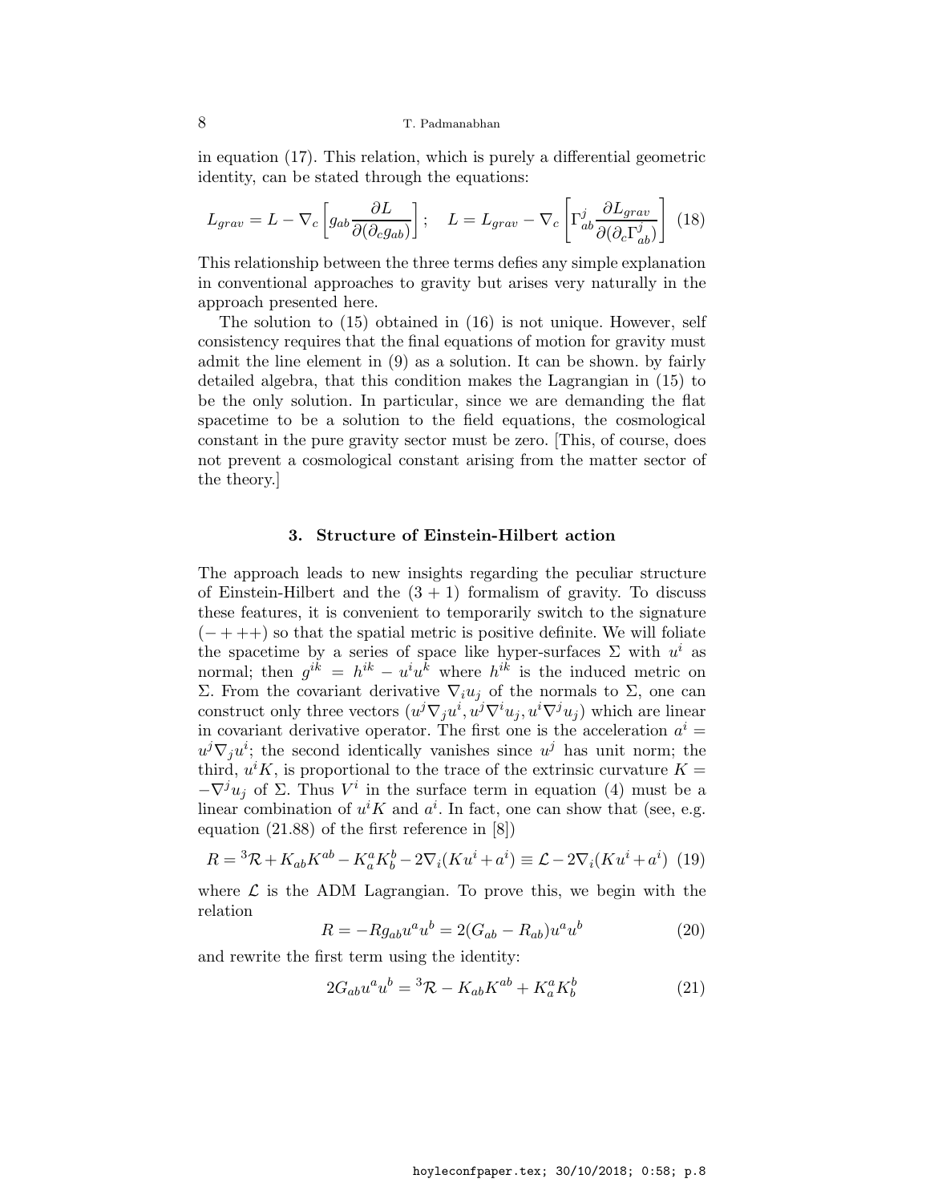in equation (17). This relation, which is purely a differential geometric identity, can be stated through the equations:

$$L_{grav} = L - \nabla_c \left[ g_{ab} \frac{\partial L}{\partial(\partial_c g_{ab})} \right]; \quad L = L_{grav} - \nabla_c \left[ \Gamma^j_{ab} \frac{\partial L_{grav}}{\partial(\partial_c \Gamma^j_{ab})} \right] \quad (18)$$

This relationship between the three terms defies any simple explanation in conventional approaches to gravity but arises very naturally in the approach presented here.

The solution to (15) obtained in (16) is not unique. However, self consistency requires that the final equations of motion for gravity must admit the line element in (9) as a solution. It can be shown. by fairly detailed algebra, that this condition makes the Lagrangian in (15) to be the only solution. In particular, since we are demanding the flat spacetime to be a solution to the field equations, the cosmological constant in the pure gravity sector must be zero. [This, of course, does not prevent a cosmological constant arising from the matter sector of the theory.]

### 3. Structure of Einstein-Hilbert action

The approach leads to new insights regarding the peculiar structure of Einstein-Hilbert and the $(3+1)$ formalism of gravity. To discuss these features, it is convenient to temporarily switch to the signature $(-+++)$ so that the spatial metric is positive definite. We will foliate the spacetime by a series of space like hyper-surfaces $\Sigma$ with $u^i$ as normal; then $g^{ik} = h^{ik} - u^i u^k$ where $h^{ik}$ is the induced metric on $\Sigma$. From the covariant derivative $\nabla_i u_j$ of the normals to $\Sigma$, one can construct only three vectors $(u^j \nabla_j u^i, u^j \nabla^i u_j, u^i \nabla^j u_j)$ which are linear in covariant derivative operator. The first one is the acceleration $a^i = u^j \nabla_j u^i$; the second identically vanishes since $u^j$ has unit norm; the third, $u^i K$, is proportional to the trace of the extrinsic curvature $K = -\nabla^j u_j$ of $\Sigma$. Thus $V^i$ in the surface term in equation (4) must be a linear combination of $u^i K$ and $a^i$. In fact, one can show that (see, e.g. equation (21.88) of the first reference in [8])

$$R = {}^3\mathcal{R} + K_{ab}K^{ab} - K^a_a K^b_b - 2\nabla_i(Ku^i + a^i) \equiv \mathcal{L} - 2\nabla_i(Ku^i + a^i) \quad (19)$$

where $\mathcal{L}$ is the ADM Lagrangian. To prove this, we begin with the relation

$$R = -R g_{ab} u^a u^b = 2(G_{ab} - R_{ab})u^a u^b \quad (20)$$

and rewrite the first term using the identity:

$$2G_{ab}u^a u^b = {}^3\mathcal{R} - K_{ab}K^{ab} + K^a_a K^b_b \quad (21)$$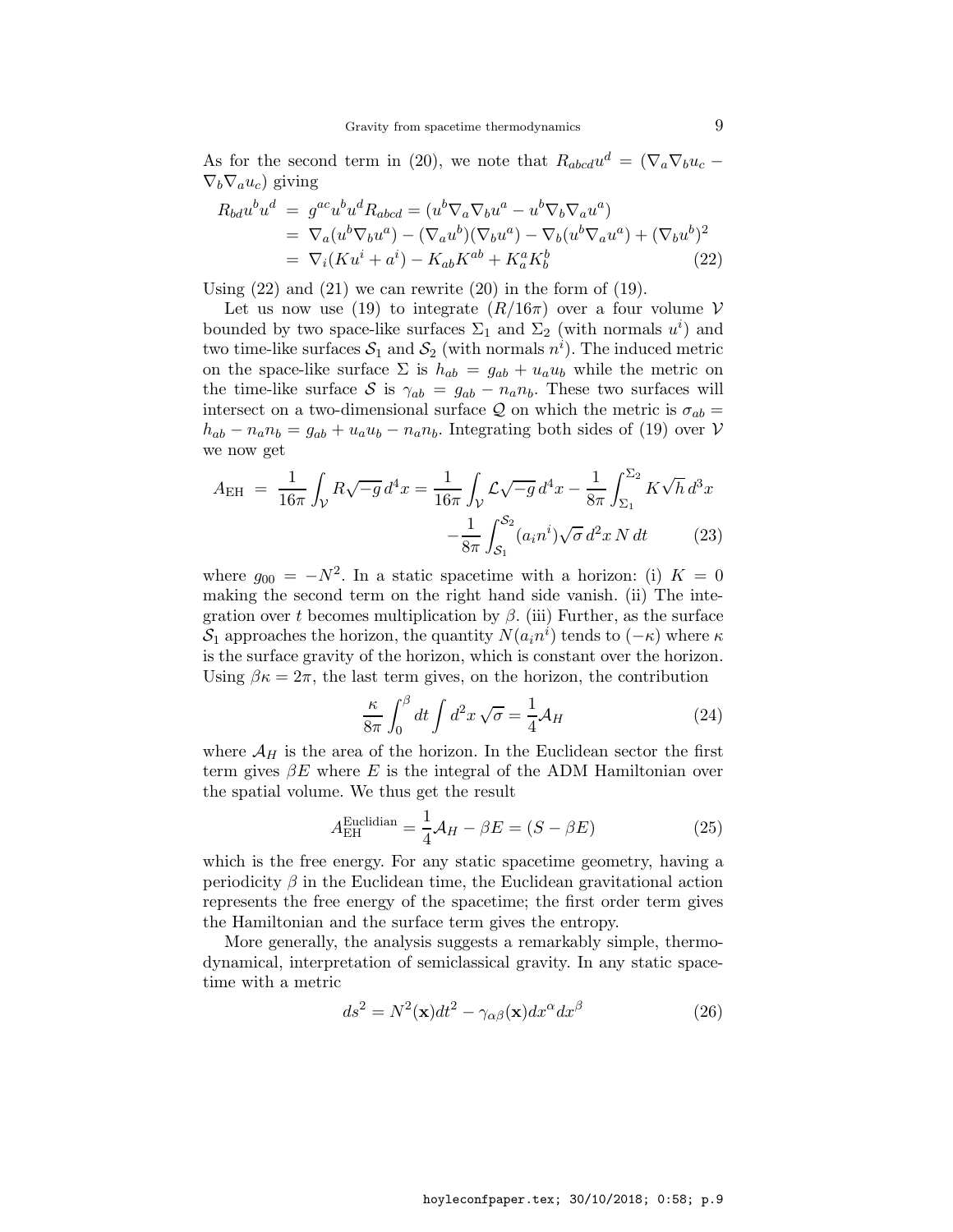As for the second term in (20), we note that $R_{abcd}u^d = (\nabla_a \nabla_b u_c - \nabla_b \nabla_a u_c)$ giving

$$
\begin{aligned}
R_{bd}u^b u^d &= g^{ac} u^b u^d R_{abcd} = (u^b \nabla_a \nabla_b u^a - u^b \nabla_b \nabla_a u^a) \\
&= \nabla_a (u^b \nabla_b u^a) - (\nabla_a u^b)(\nabla_b u^a) - \nabla_b (u^b \nabla_a u^a) + (\nabla_b u^b)^2 \\
&= \nabla_i (K u^i + a^i) - K_{ab} K^{ab} + K^a_a K^b_b
\end{aligned} \tag{22}
$$

Using (22) and (21) we can rewrite (20) in the form of (19).

Let us now use (19) to integrate $(R/16\pi)$ over a four volume $\mathcal{V}$ bounded by two space-like surfaces $\Sigma_1$ and $\Sigma_2$ (with normals $u^i$) and two time-like surfaces $\mathcal{S}_1$ and $\mathcal{S}_2$ (with normals $n^i$). The induced metric on the space-like surface $\Sigma$ is $h_{ab} = g_{ab} + u_a u_b$ while the metric on the time-like surface $\mathcal{S}$ is $\gamma_{ab} = g_{ab} - n_a n_b$. These two surfaces will intersect on a two-dimensional surface $\mathcal{Q}$ on which the metric is $\sigma_{ab} = h_{ab} - n_a n_b = g_{ab} + u_a u_b - n_a n_b$. Integrating both sides of (19) over $\mathcal{V}$ we now get

$$
\begin{aligned}
A_{\rm EH} \;=\; \frac{1}{16\pi}\int_{\mathcal{V}} R\sqrt{-g}\, d^4x &= \frac{1}{16\pi}\int_{\mathcal{V}} \mathcal{L}\sqrt{-g}\, d^4x - \frac{1}{8\pi}\int_{\Sigma_1}^{\Sigma_2} K\sqrt{h}\, d^3x \\
&\quad - \frac{1}{8\pi}\int_{\mathcal{S}_1}^{\mathcal{S}_2} (a_i n^i)\sqrt{\sigma}\, d^2x\, N\, dt
\end{aligned} \tag{23}
$$

where $g_{00} = -N^2$. In a static spacetime with a horizon: (i) $K = 0$ making the second term on the right hand side vanish. (ii) The integration over $t$ becomes multiplication by $\beta$. (iii) Further, as the surface $\mathcal{S}_1$ approaches the horizon, the quantity $N(a_i n^i)$ tends to $(-\kappa)$ where $\kappa$ is the surface gravity of the horizon, which is constant over the horizon. Using $\beta\kappa = 2\pi$, the last term gives, on the horizon, the contribution

$$
\frac{\kappa}{8\pi}\int_0^{\beta} dt \int d^2x\,\sqrt{\sigma} = \frac{1}{4}\mathcal{A}_H \tag{24}
$$

where $\mathcal{A}_H$ is the area of the horizon. In the Euclidean sector the first term gives $\beta E$ where $E$ is the integral of the ADM Hamiltonian over the spatial volume. We thus get the result

$$
A_{\rm EH}^{\rm Euclidian} = \frac{1}{4}\mathcal{A}_H - \beta E = (S - \beta E) \tag{25}
$$

which is the free energy. For any static spacetime geometry, having a periodicity $\beta$ in the Euclidean time, the Euclidean gravitational action represents the free energy of the spacetime; the first order term gives the Hamiltonian and the surface term gives the entropy.

More generally, the analysis suggests a remarkably simple, thermodynamical, interpretation of semiclassical gravity. In any static spacetime with a metric

$$
ds^2 = N^2(\mathbf{x})dt^2 - \gamma_{\alpha\beta}(\mathbf{x})dx^\alpha dx^\beta \tag{26}
$$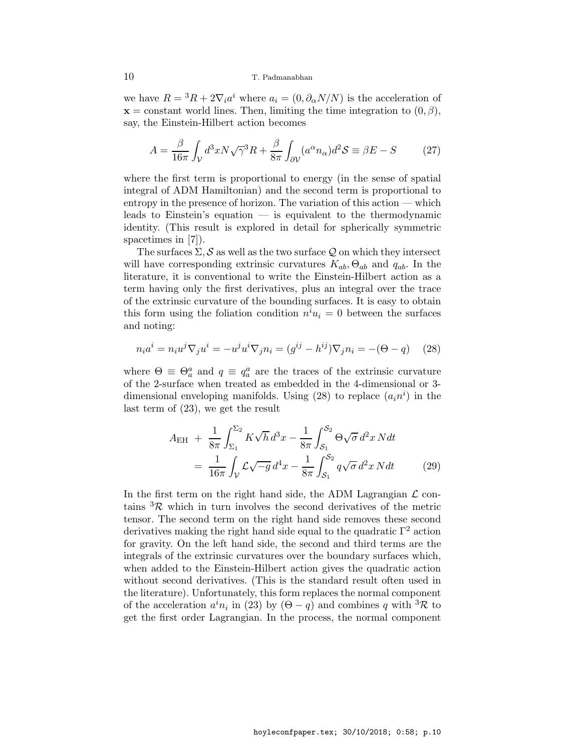we have $R = {}^3R + 2\nabla_i a^i$ where $a_i = (0, \partial_\alpha N/N)$ is the acceleration of $\mathbf{x} =$ constant world lines. Then, limiting the time integration to $(0, \beta)$, say, the Einstein-Hilbert action becomes

$$A = \frac{\beta}{16\pi} \int_{\mathcal{V}} d^3x N \sqrt{\gamma}{}^3R + \frac{\beta}{8\pi} \int_{\partial\mathcal{V}} (a^\alpha n_\alpha) d^2\mathcal{S} \equiv \beta E - S \tag{27}$$

where the first term is proportional to energy (in the sense of spatial integral of ADM Hamiltonian) and the second term is proportional to entropy in the presence of horizon. The variation of this action — which leads to Einstein's equation — is equivalent to the thermodynamic identity. (This result is explored in detail for spherically symmetric spacetimes in [7]).

The surfaces $\Sigma, \mathcal{S}$ as well as the two surface $\mathcal{Q}$ on which they intersect will have corresponding extrinsic curvatures $K_{ab}, \Theta_{ab}$ and $q_{ab}$. In the literature, it is conventional to write the Einstein-Hilbert action as a term having only the first derivatives, plus an integral over the trace of the extrinsic curvature of the bounding surfaces. It is easy to obtain this form using the foliation condition $n^i u_i = 0$ between the surfaces and noting:

$$n_i a^i = n_i u^j \nabla_j u^i = -u^j u^i \nabla_j n_i = (g^{ij} - h^{ij}) \nabla_j n_i = -(\Theta - q) \tag{28}$$

where $\Theta \equiv \Theta^a_a$ and $q \equiv q^a_a$ are the traces of the extrinsic curvature of the 2-surface when treated as embedded in the 4-dimensional or 3-dimensional enveloping manifolds. Using (28) to replace $(a_i n^i)$ in the last term of (23), we get the result

$$\begin{aligned} A_{\rm EH} &+ \frac{1}{8\pi} \int_{\Sigma_1}^{\Sigma_2} K\sqrt{h}\, d^3x - \frac{1}{8\pi} \int_{\mathcal{S}_1}^{\mathcal{S}_2} \Theta \sqrt{\sigma}\, d^2x\, N dt \\ &= \frac{1}{16\pi} \int_{\mathcal{V}} \mathcal{L} \sqrt{-g}\, d^4x - \frac{1}{8\pi} \int_{\mathcal{S}_1}^{\mathcal{S}_2} q \sqrt{\sigma}\, d^2x\, N dt \end{aligned} \tag{29}$$

In the first term on the right hand side, the ADM Lagrangian $\mathcal{L}$ contains ${}^3\mathcal{R}$ which in turn involves the second derivatives of the metric tensor. The second term on the right hand side removes these second derivatives making the right hand side equal to the quadratic $\Gamma^2$ action for gravity. On the left hand side, the second and third terms are the integrals of the extrinsic curvatures over the boundary surfaces which, when added to the Einstein-Hilbert action gives the quadratic action without second derivatives. (This is the standard result often used in the literature). Unfortunately, this form replaces the normal component of the acceleration $a^i n_i$ in (23) by $(\Theta - q)$ and combines $q$ with ${}^3\mathcal{R}$ to get the first order Lagrangian. In the process, the normal component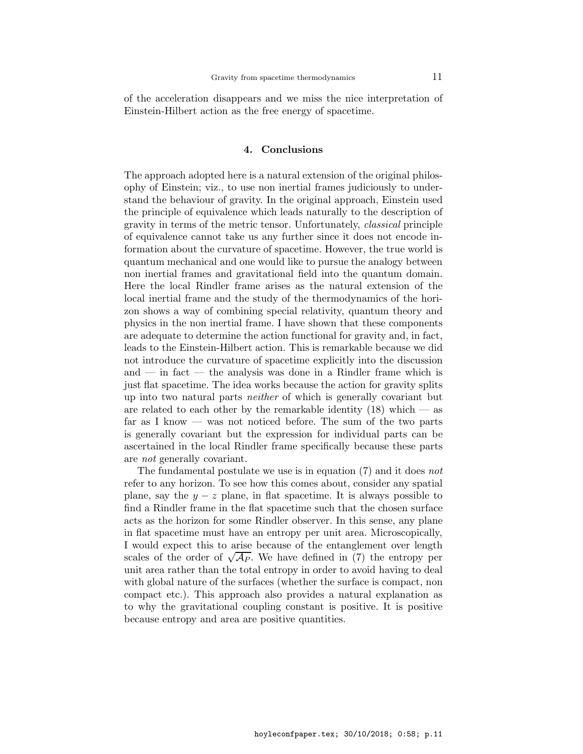of the acceleration disappears and we miss the nice interpretation of Einstein-Hilbert action as the free energy of spacetime.

## 4. Conclusions

The approach adopted here is a natural extension of the original philosophy of Einstein; viz., to use non inertial frames judiciously to understand the behaviour of gravity. In the original approach, Einstein used the principle of equivalence which leads naturally to the description of gravity in terms of the metric tensor. Unfortunately, *classical* principle of equivalence cannot take us any further since it does not encode information about the curvature of spacetime. However, the true world is quantum mechanical and one would like to pursue the analogy between non inertial frames and gravitational field into the quantum domain. Here the local Rindler frame arises as the natural extension of the local inertial frame and the study of the thermodynamics of the horizon shows a way of combining special relativity, quantum theory and physics in the non inertial frame. I have shown that these components are adequate to determine the action functional for gravity and, in fact, leads to the Einstein-Hilbert action. This is remarkable because we did not introduce the curvature of spacetime explicitly into the discussion and — in fact — the analysis was done in a Rindler frame which is just flat spacetime. The idea works because the action for gravity splits up into two natural parts *neither* of which is generally covariant but are related to each other by the remarkable identity (18) which — as far as I know — was not noticed before. The sum of the two parts is generally covariant but the expression for individual parts can be ascertained in the local Rindler frame specifically because these parts are *not* generally covariant.

The fundamental postulate we use is in equation (7) and it does *not* refer to any horizon. To see how this comes about, consider any spatial plane, say the $y-z$ plane, in flat spacetime. It is always possible to find a Rindler frame in the flat spacetime such that the chosen surface acts as the horizon for some Rindler observer. In this sense, any plane in flat spacetime must have an entropy per unit area. Microscopically, I would expect this to arise because of the entanglement over length scales of the order of $\sqrt{\mathcal{A}_P}$. We have defined in (7) the entropy per unit area rather than the total entropy in order to avoid having to deal with global nature of the surfaces (whether the surface is compact, non compact etc.). This approach also provides a natural explanation as to why the gravitational coupling constant is positive. It is positive because entropy and area are positive quantities.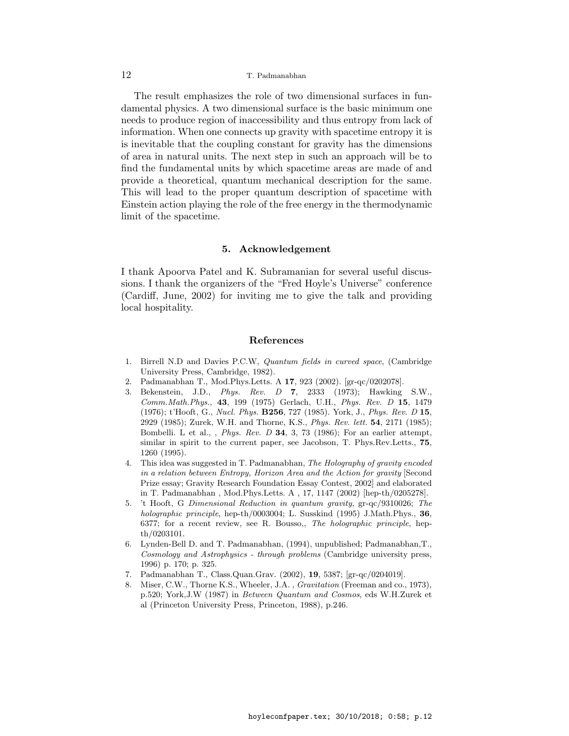The result emphasizes the role of two dimensional surfaces in fundamental physics. A two dimensional surface is the basic minimum one needs to produce region of inaccessibility and thus entropy from lack of information. When one connects up gravity with spacetime entropy it is is inevitable that the coupling constant for gravity has the dimensions of area in natural units. The next step in such an approach will be to find the fundamental units by which spacetime areas are made of and provide a theoretical, quantum mechanical description for the same. This will lead to the proper quantum description of spacetime with Einstein action playing the role of the free energy in the thermodynamic limit of the spacetime.

## 5. Acknowledgement

I thank Apoorva Patel and K. Subramanian for several useful discussions. I thank the organizers of the "Fred Hoyle's Universe" conference (Cardiff, June, 2002) for inviting me to give the talk and providing local hospitality.

## References

1. Birrell N.D and Davies P.C.W, *Quantum fields in curved space*, (Cambridge University Press, Cambridge, 1982).
2. Padmanabhan T., Mod.Phys.Letts. A **17**, 923 (2002). [gr-qc/0202078].
3. Bekenstein, J.D., *Phys. Rev. D* **7**, 2333 (1973); Hawking S.W., *Comm.Math.Phys.*, **43**, 199 (1975) Gerlach, U.H., *Phys. Rev. D* **15**, 1479 (1976); t'Hooft, G., *Nucl. Phys.* **B256**, 727 (1985). York, J., *Phys. Rev. D* **15**, 2929 (1985); Zurek, W.H. and Thorne, K.S., *Phys. Rev. lett.* **54**, 2171 (1985); Bombelli. L et al., , *Phys. Rev. D* **34**, 3, 73 (1986); For an earlier attempt, similar in spirit to the current paper, see Jacobson, T. Phys.Rev.Letts., **75**, 1260 (1995).
4. This idea was suggested in T. Padmanabhan, *The Holography of gravity encoded in a relation between Entropy, Horizon Area and the Action for gravity* [Second Prize essay; Gravity Research Foundation Essay Contest, 2002] and elaborated in T. Padmanabhan , Mod.Phys.Letts. A , 17, 1147 (2002) [hep-th/0205278].
5. 't Hooft, G *Dimensional Reduction in quantum gravity*, gr-qc/9310026; *The holographic principle*, hep-th/0003004; L. Susskind (1995) J.Math.Phys., **36**, 6377; for a recent review, see R. Bousso,, *The holographic principle*, hep-th/0203101.
6. Lynden-Bell D. and T. Padmanabhan, (1994), unpublished; Padmanabhan,T., *Cosmology and Astrophysics - through problems* (Cambridge university press, 1996) p. 170; p. 325.
7. Padmanabhan T., Class.Quan.Grav. (2002), **19**, 5387; [gr-qc/0204019].
8. Miser, C.W., Thorne K.S., Wheeler, J.A. , *Gravitation* (Freeman and co., 1973), p.520; York,J.W (1987) in *Between Quantum and Cosmos*, eds W.H.Zurek et al (Princeton University Press, Princeton, 1988), p.246.